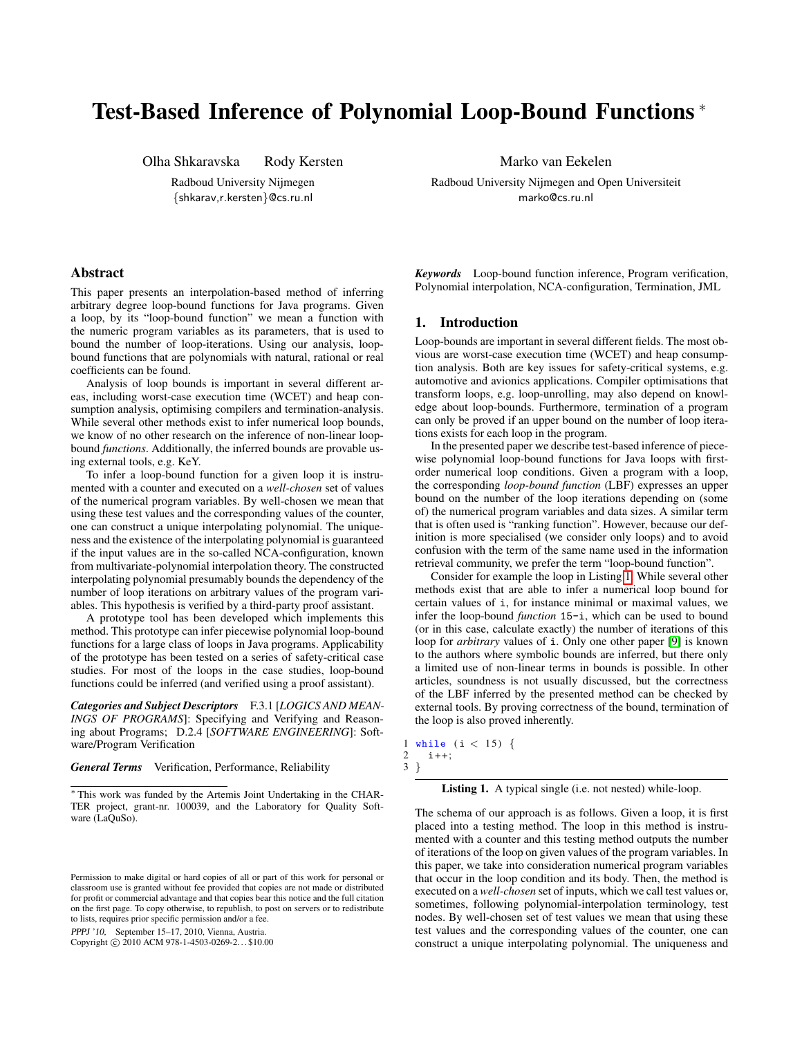# Test-Based Inference of Polynomial Loop-Bound Functions *

Olha Shkaravska  Rody Kersten

Radboud University Nijmegen
{shkarav,r.kersten}@cs.ru.nl

Marko van Eekelen

Radboud University Nijmegen and Open Universiteit
marko@cs.ru.nl

## Abstract

This paper presents an interpolation-based method of inferring arbitrary degree loop-bound functions for Java programs. Given a loop, by its "loop-bound function" we mean a function with the numeric program variables as its parameters, that is used to bound the number of loop-iterations. Using our analysis, loop-bound functions that are polynomials with natural, rational or real coefficients can be found.

Analysis of loop bounds is important in several different areas, including worst-case execution time (WCET) and heap consumption analysis, optimising compilers and termination-analysis. While several other methods exist to infer numerical loop bounds, we know of no other research on the inference of non-linear loop-bound *functions*. Additionally, the inferred bounds are provable using external tools, e.g. KeY.

To infer a loop-bound function for a given loop it is instrumented with a counter and executed on a *well-chosen* set of values of the numerical program variables. By well-chosen we mean that using these test values and the corresponding values of the counter, one can construct a unique interpolating polynomial. The uniqueness and the existence of the interpolating polynomial is guaranteed if the input values are in the so-called NCA-configuration, known from multivariate-polynomial interpolation theory. The constructed interpolating polynomial presumably bounds the dependency of the number of loop iterations on arbitrary values of the program variables. This hypothesis is verified by a third-party proof assistant.

A prototype tool has been developed which implements this method. This prototype can infer piecewise polynomial loop-bound functions for a large class of loops in Java programs. Applicability of the prototype has been tested on a series of safety-critical case studies. For most of the loops in the case studies, loop-bound functions could be inferred (and verified using a proof assistant).

***Categories and Subject Descriptors*** F.3.1 [*LOGICS AND MEANINGS OF PROGRAMS*]: Specifying and Verifying and Reasoning about Programs; D.2.4 [*SOFTWARE ENGINEERING*]: Software/Program Verification

***General Terms*** Verification, Performance, Reliability

***Keywords*** Loop-bound function inference, Program verification, Polynomial interpolation, NCA-configuration, Termination, JML

## 1. Introduction

Loop-bounds are important in several different fields. The most obvious are worst-case execution time (WCET) and heap consumption analysis. Both are key issues for safety-critical systems, e.g. automotive and avionics applications. Compiler optimisations that transform loops, e.g. loop-unrolling, may also depend on knowledge about loop-bounds. Furthermore, termination of a program can only be proved if an upper bound on the number of loop iterations exists for each loop in the program.

In the presented paper we describe test-based inference of piecewise polynomial loop-bound functions for Java loops with first-order numerical loop conditions. Given a program with a loop, the corresponding *loop-bound function* (LBF) expresses an upper bound on the number of the loop iterations depending on (some of) the numerical program variables and data sizes. A similar term that is often used is "ranking function". However, because our definition is more specialised (we consider only loops) and to avoid confusion with the term of the same name used in the information retrieval community, we prefer the term "loop-bound function".

Consider for example the loop in Listing 1. While several other methods exist that are able to infer a numerical loop bound for certain values of i, for instance minimal or maximal values, we infer the loop-bound *function* 15-i, which can be used to bound (or in this case, calculate exactly) the number of iterations of this loop for *arbitrary* values of i. Only one other paper [9] is known to the authors where symbolic bounds are inferred, but there only a limited use of non-linear terms in bounds is possible. In other articles, soundness is not usually discussed, but the correctness of the LBF inferred by the presented method can be checked by external tools. By proving correctness of the bound, termination of the loop is also proved inherently.

```
1 while (i < 15) {
2   i++;
3 }
```

**Listing 1.** A typical single (i.e. not nested) while-loop.

The schema of our approach is as follows. Given a loop, it is first placed into a testing method. The loop in this method is instrumented with a counter and this testing method outputs the number of iterations of the loop on given values of the program variables. In this paper, we take into consideration numerical program variables that occur in the loop condition and its body. Then, the method is executed on a *well-chosen* set of inputs, which we call test values or, sometimes, following polynomial-interpolation terminology, test nodes. By well-chosen set of test values we mean that using these test values and the corresponding values of the counter, one can construct a unique interpolating polynomial. The uniqueness and

* This work was funded by the Artemis Joint Undertaking in the CHARTER project, grant-nr. 100039, and the Laboratory for Quality Software (LaQuSo).

Permission to make digital or hard copies of all or part of this work for personal or classroom use is granted without fee provided that copies are not made or distributed for profit or commercial advantage and that copies bear this notice and the full citation on the first page. To copy otherwise, to republish, to post on servers or to redistribute to lists, requires prior specific permission and/or a fee.

*PPPJ '10,* September 15–17, 2010, Vienna, Austria.
Copyright © 2010 ACM 978-1-4503-0269-2. . . $10.00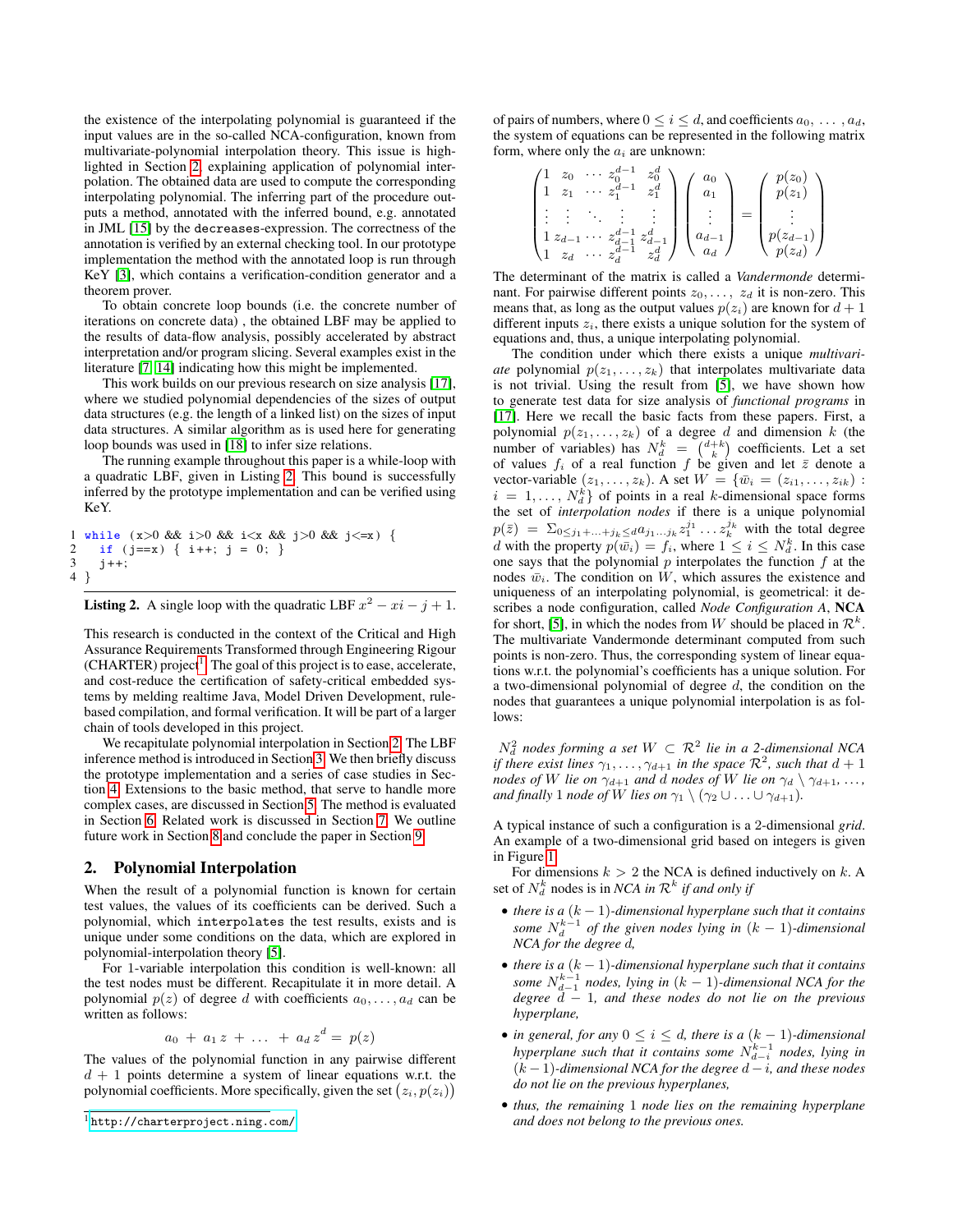the existence of the interpolating polynomial is guaranteed if the input values are in the so-called NCA-configuration, known from multivariate-polynomial interpolation theory. This issue is highlighted in Section 2 explaining application of polynomial interpolation. The obtained data are used to compute the corresponding interpolating polynomial. The inferring part of the procedure outputs a method, annotated with the inferred bound, e.g. annotated in JML [15] by the `decreases`-expression. The correctness of the annotation is verified by an external checking tool. In our prototype implementation the method with the annotated loop is run through KeY [3], which contains a verification-condition generator and a theorem prover.

To obtain concrete loop bounds (i.e. the concrete number of iterations on concrete data) , the obtained LBF may be applied to the results of data-flow analysis, possibly accelerated by abstract interpretation and/or program slicing. Several examples exist in the literature [7, 14] indicating how this might be implemented.

This work builds on our previous research on size analysis [17], where we studied polynomial dependencies of the sizes of output data structures (e.g. the length of a linked list) on the sizes of input data structures. A similar algorithm as is used here for generating loop bounds was used in [18] to infer size relations.

The running example throughout this paper is a while-loop with a quadratic LBF, given in Listing 2. This bound is successfully inferred by the prototype implementation and can be verified using KeY.

```
1 while (x>0 && i>0 && i<x && j>0 && j<=x) {
2   if (j==x) { i++; j = 0; }
3   j++;
4 }
```

**Listing 2.** A single loop with the quadratic LBF $x^2 - xi - j + 1$.

This research is conducted in the context of the Critical and High Assurance Requirements Transformed through Engineering Rigour (CHARTER) project[1]. The goal of this project is to ease, accelerate, and cost-reduce the certification of safety-critical embedded systems by melding realtime Java, Model Driven Development, rule-based compilation, and formal verification. It will be part of a larger chain of tools developed in this project.

We recapitulate polynomial interpolation in Section 2. The LBF inference method is introduced in Section 3. We then briefly discuss the prototype implementation and a series of case studies in Section 4. Extensions to the basic method, that serve to handle more complex cases, are discussed in Section 5. The method is evaluated in Section 6. Related work is discussed in Section 7. We outline future work in Section 8 and conclude the paper in Section 9.

[1] http://charterproject.ning.com/

## 2. Polynomial Interpolation

When the result of a polynomial function is known for certain test values, the values of its coefficients can be derived. Such a polynomial, which `interpolates` the test results, exists and is unique under some conditions on the data, which are explored in polynomial-interpolation theory [5].

For 1-variable interpolation this condition is well-known: all the test nodes must be different. Recapitulate it in more detail. A polynomial $p(z)$ of degree $d$ with coefficients $a_0, \ldots, a_d$ can be written as follows:

$$a_0 \; + \; a_1 \, z \; + \; \ldots \; + \; a_d \, z^d \; = \; p(z)$$

The values of the polynomial function in any pairwise different $d+1$ points determine a system of linear equations w.r.t. the polynomial coefficients. More specifically, given the set $\big(z_i, p(z_i)\big)$ of pairs of numbers, where $0 \leq i \leq d$, and coefficients $a_0, \ldots, a_d$, the system of equations can be represented in the following matrix form, where only the $a_i$ are unknown:

$$\begin{pmatrix} 1 & z_0 & \cdots & z_0^{d-1} & z_0^d \\ 1 & z_1 & \cdots & z_1^{d-1} & z_1^d \\ \vdots & \vdots & \ddots & \vdots & \vdots \\ 1 & z_{d-1} & \cdots & z_{d-1}^{d-1} & z_{d-1}^d \\ 1 & z_d & \cdots & z_d^{d-1} & z_d^d \end{pmatrix} \begin{pmatrix} a_0 \\ a_1 \\ \vdots \\ a_{d-1} \\ a_d \end{pmatrix} = \begin{pmatrix} p(z_0) \\ p(z_1) \\ \vdots \\ p(z_{d-1}) \\ p(z_d) \end{pmatrix}$$

The determinant of the matrix is called a *Vandermonde* determinant. For pairwise different points $z_0, \ldots, z_d$ it is non-zero. This means that, as long as the output values $p(z_i)$ are known for $d+1$ different inputs $z_i$, there exists a unique solution for the system of equations and, thus, a unique interpolating polynomial.

The condition under which there exists a unique *multivariate* polynomial $p(z_1, \ldots, z_k)$ that interpolates multivariate data is not trivial. Using the result from [5], we have shown how to generate test data for size analysis of *functional programs* in [17]. Here we recall the basic facts from these papers. First, a polynomial $p(z_1, \ldots, z_k)$ of a degree $d$ and dimension $k$ (the number of variables) has $N_d^k = \binom{d+k}{k}$ coefficients. Let a set of values $f_i$ of a real function $f$ be given and let $\bar{z}$ denote a vector-variable $(z_1, \ldots, z_k)$. A set $W = \{\bar{w}_i = (z_{i1}, \ldots, z_{ik}) : i = 1, \ldots, N_d^k\}$ of points in a real $k$-dimensional space forms the set of *interpolation nodes* if there is a unique polynomial $p(\bar{z}) = \Sigma_{0 \leq j_1 + \ldots + j_k \leq d} a_{j_1 \ldots j_k} z_1^{j_1} \ldots z_k^{j_k}$ with the total degree $d$ with the property $p(\bar{w}_i) = f_i$, where $1 \leq i \leq N_d^k$. In this case one says that the polynomial $p$ interpolates the function $f$ at the nodes $\bar{w}_i$. The condition on $W$, which assures the existence and uniqueness of an interpolating polynomial, is geometrical: it describes a node configuration, called *Node Configuration A*, **NCA** for short, [5], in which the nodes from $W$ should be placed in $\mathcal{R}^k$. The multivariate Vandermonde determinant computed from such points is non-zero. Thus, the corresponding system of linear equations w.r.t. the polynomial's coefficients has a unique solution. For a two-dimensional polynomial of degree $d$, the condition on the nodes that guarantees a unique polynomial interpolation is as follows:

*$N_d^2$ nodes forming a set $W \subset \mathcal{R}^2$ lie in a 2-dimensional NCA if there exist lines $\gamma_1, \ldots, \gamma_{d+1}$ in the space $\mathcal{R}^2$, such that $d+1$ nodes of $W$ lie on $\gamma_{d+1}$ and $d$ nodes of $W$ lie on $\gamma_d \setminus \gamma_{d+1}, \ldots,$ and finally 1 node of $W$ lies on $\gamma_1 \setminus (\gamma_2 \cup \ldots \cup \gamma_{d+1})$.*

A typical instance of such a configuration is a 2-dimensional *grid*. An example of a two-dimensional grid based on integers is given in Figure 1.

For dimensions $k > 2$ the NCA is defined inductively on $k$. A set of $N_d^k$ nodes is in *NCA in $\mathcal{R}^k$ if and only if*

- *there is a $(k-1)$-dimensional hyperplane such that it contains some $N_d^{k-1}$ of the given nodes lying in $(k-1)$-dimensional NCA for the degree $d$,*
- *there is a $(k-1)$-dimensional hyperplane such that it contains some $N_{d-1}^{k-1}$ nodes, lying in $(k-1)$-dimensional NCA for the degree $d-1$, and these nodes do not lie on the previous hyperplane,*
- *in general, for any $0 \leq i \leq d$, there is a $(k-1)$-dimensional hyperplane such that it contains some $N_{d-i}^{k-1}$ nodes, lying in $(k-1)$-dimensional NCA for the degree $d-i$, and these nodes do not lie on the previous hyperplanes,*
- *thus, the remaining 1 node lies on the remaining hyperplane and does not belong to the previous ones.*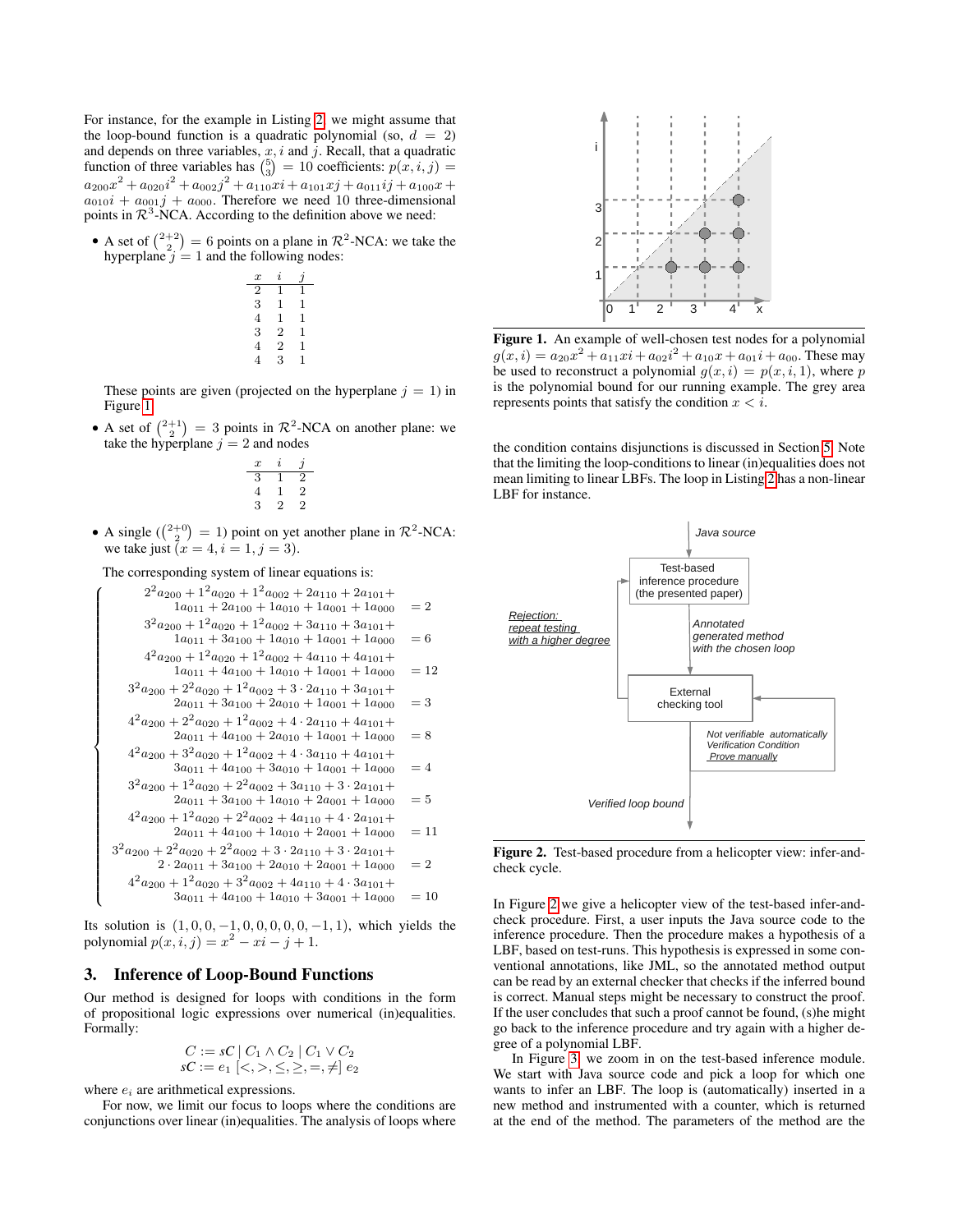For instance, for the example in Listing 2, we might assume that the loop-bound function is a quadratic polynomial (so, $d = 2$) and depends on three variables, $x, i$ and $j$. Recall, that a quadratic function of three variables has $\binom{5}{3} = 10$ coefficients: $p(x,i,j) = a_{200}x^2 + a_{020}i^2 + a_{002}j^2 + a_{110}xi + a_{101}xj + a_{011}ij + a_{100}x + a_{010}i + a_{001}j + a_{000}$. Therefore we need 10 three-dimensional points in $\mathcal{R}^3$-NCA. According to the definition above we need:

- A set of $\binom{2+2}{2} = 6$ points on a plane in $\mathcal{R}^2$-NCA: we take the hyperplane $j = 1$ and the following nodes:

| $x$ | $i$ | $j$ |
|---|---|---|
| 2 | 1 | 1 |
| 3 | 1 | 1 |
| 4 | 1 | 1 |
| 3 | 2 | 1 |
| 4 | 2 | 1 |
| 4 | 3 | 1 |

  These points are given (projected on the hyperplane $j = 1$) in Figure 1.

- A set of $\binom{2+1}{2} = 3$ points in $\mathcal{R}^2$-NCA on another plane: we take the hyperplane $j = 2$ and nodes

| $x$ | $i$ | $j$ |
|---|---|---|
| 3 | 1 | 2 |
| 4 | 1 | 2 |
| 3 | 2 | 2 |

- A single ($\binom{2+0}{2} = 1$) point on yet another plane in $\mathcal{R}^2$-NCA: we take just ($x = 4, i = 1, j = 3$).

  The corresponding system of linear equations is:

$$
\begin{cases}
2^2a_{200} + 1^2a_{020} + 1^2a_{002} + 2a_{110} + 2a_{101} + 1a_{011} + 2a_{100} + 1a_{010} + 1a_{001} + 1a_{000} = 2 \\
3^2a_{200} + 1^2a_{020} + 1^2a_{002} + 3a_{110} + 3a_{101} + 1a_{011} + 3a_{100} + 1a_{010} + 1a_{001} + 1a_{000} = 6 \\
4^2a_{200} + 1^2a_{020} + 1^2a_{002} + 4a_{110} + 4a_{101} + 1a_{011} + 4a_{100} + 1a_{010} + 1a_{001} + 1a_{000} = 12 \\
3^2a_{200} + 2^2a_{020} + 1^2a_{002} + 3\cdot 2a_{110} + 3a_{101} + 2a_{011} + 3a_{100} + 2a_{010} + 1a_{001} + 1a_{000} = 3 \\
4^2a_{200} + 2^2a_{020} + 1^2a_{002} + 4\cdot 2a_{110} + 4a_{101} + 2a_{011} + 4a_{100} + 2a_{010} + 1a_{001} + 1a_{000} = 8 \\
4^2a_{200} + 3^2a_{020} + 1^2a_{002} + 4\cdot 3a_{110} + 4a_{101} + 3a_{011} + 4a_{100} + 3a_{010} + 1a_{001} + 1a_{000} = 4 \\
3^2a_{200} + 1^2a_{020} + 2^2a_{002} + 3a_{110} + 3\cdot 2a_{101} + 2a_{011} + 3a_{100} + 1a_{010} + 2a_{001} + 1a_{000} = 5 \\
4^2a_{200} + 1^2a_{020} + 2^2a_{002} + 4a_{110} + 4\cdot 2a_{101} + 2a_{011} + 4a_{100} + 1a_{010} + 2a_{001} + 1a_{000} = 11 \\
3^2a_{200} + 2^2a_{020} + 2^2a_{002} + 3\cdot 2a_{110} + 3\cdot 2a_{101} + 2\cdot 2a_{011} + 3a_{100} + 2a_{010} + 2a_{001} + 1a_{000} = 2 \\
4^2a_{200} + 1^2a_{020} + 3^2a_{002} + 4a_{110} + 4\cdot 3a_{101} + 3a_{011} + 4a_{100} + 1a_{010} + 3a_{001} + 1a_{000} = 10
\end{cases}
$$

Its solution is $(1, 0, 0, -1, 0, 0, 0, 0, -1, 1)$, which yields the polynomial $p(x,i,j) = x^2 - xi - j + 1$.

## 3. Inference of Loop-Bound Functions

Our method is designed for loops with conditions in the form of propositional logic expressions over numerical (in)equalities. Formally:

$$
\begin{aligned}
C &:= sC \mid C_1 \wedge C_2 \mid C_1 \vee C_2 \\
sC &:= e_1 \; [<, >, \leq, \geq, =, \neq] \; e_2
\end{aligned}
$$

where $e_i$ are arithmetical expressions.

For now, we limit our focus to loops where the conditions are conjunctions over linear (in)equalities. The analysis of loops where the condition contains disjunctions is discussed in Section 5. Note that the limiting the loop-conditions to linear (in)equalities does not mean limiting to linear LBFs. The loop in Listing 2 has a non-linear LBF for instance.

**Figure 1.** An example of well-chosen test nodes for a polynomial $g(x,i) = a_{20}x^2 + a_{11}xi + a_{02}i^2 + a_{10}x + a_{01}i + a_{00}$. These may be used to reconstruct a polynomial $g(x,i) = p(x,i,1)$, where $p$ is the polynomial bound for our running example. The grey area represents points that satisfy the condition $x < i$.

**Figure 2.** Test-based procedure from a helicopter view: infer-and-check cycle.

In Figure 2 we give a helicopter view of the test-based infer-and-check procedure. First, a user inputs the Java source code to the inference procedure. Then the procedure makes a hypothesis of a LBF, based on test-runs. This hypothesis is expressed in some conventional annotations, like JML, so the annotated method output can be read by an external checker that checks if the inferred bound is correct. Manual steps might be necessary to construct the proof. If the user concludes that such a proof cannot be found, (s)he might go back to the inference procedure and try again with a higher degree of a polynomial LBF.

In Figure 3, we zoom in on the test-based inference module. We start with Java source code and pick a loop for which one wants to infer an LBF. The loop is (automatically) inserted in a new method and instrumented with a counter, which is returned at the end of the method. The parameters of the method are the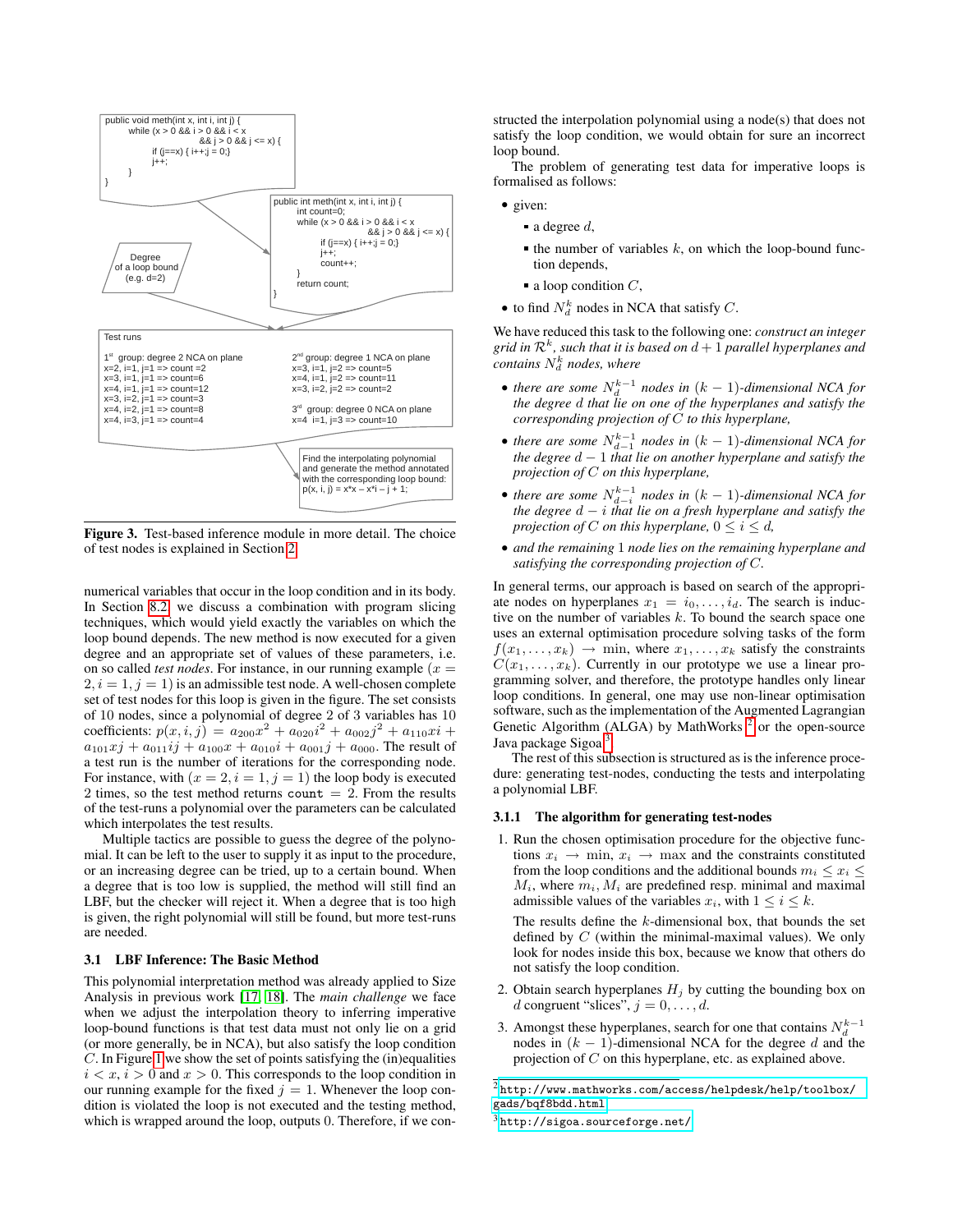```
public void meth(int x, int i, int j) {
    while (x > 0 && i > 0 && i < x
                  && j > 0 && j <= x) {
        if (j==x) { i++;j = 0;}
        j++;
    }
}
```

```
public int meth(int x, int i, int j) {
    int count=0;
    while (x > 0 && i > 0 && i < x
                  && j > 0 && j <= x) {
        if (j==x) { i++;j = 0;}
        j++;
        count++;
    }
    return count;
}
```

Degree of a loop bound (e.g. d=2)

Test runs

1st group: degree 2 NCA on plane
x=2, i=1, j=1 => count =2
x=3, i=1, j=1 => count=6
x=4, i=1, j=1 => count=12
x=3, i=2, j=1 => count=3
x=4, i=2, j=1 => count=8
x=4, i=3, j=1 => count=4

2nd group: degree 1 NCA on plane
x=3, i=1, j=2 => count=5
x=4, i=1, j=2 => count=11
x=3, i=2, j=2 => count=2

3rd group: degree 0 NCA on plane
x=4 i=1, j=3 => count=10

Find the interpolating polynomial and generate the method annotated with the corresponding loop bound:
p(x, i, j) = x*x – x*i – j + 1;

**Figure 3.** Test-based inference module in more detail. The choice of test nodes is explained in Section 2.

numerical variables that occur in the loop condition and in its body. In Section 8.2 we discuss a combination with program slicing techniques, which would yield exactly the variables on which the loop bound depends. The new method is now executed for a given degree and an appropriate set of values of these parameters, i.e. on so called *test nodes*. For instance, in our running example ($x = 2, i = 1, j = 1$) is an admissible test node. A well-chosen complete set of test nodes for this loop is given in the figure. The set consists of 10 nodes, since a polynomial of degree 2 of 3 variables has 10 coefficients: $p(x, i, j) = a_{200}x^2 + a_{020}i^2 + a_{002}j^2 + a_{110}xi + a_{101}xj + a_{011}ij + a_{100}x + a_{010}i + a_{001}j + a_{000}$. The result of a test run is the number of iterations for the corresponding node. For instance, with ($x = 2, i = 1, j = 1$) the loop body is executed 2 times, so the test method returns count $= 2$. From the results of the test-runs a polynomial over the parameters can be calculated which interpolates the test results.

Multiple tactics are possible to guess the degree of the polynomial. It can be left to the user to supply it as input to the procedure, or an increasing degree can be tried, up to a certain bound. When a degree that is too low is supplied, the method will still find an LBF, but the checker will reject it. When a degree that is too high is given, the right polynomial will still be found, but more test-runs are needed.

### 3.1 LBF Inference: The Basic Method

This polynomial interpretation method was already applied to Size Analysis in previous work [17, 18]. The *main challenge* we face when we adjust the interpolation theory to inferring imperative loop-bound functions is that test data must not only lie on a grid (or more generally, be in NCA), but also satisfy the loop condition $C$. In Figure 1 we show the set of points satisfying the (in)equalities $i < x$, $i > 0$ and $x > 0$. This corresponds to the loop condition in our running example for the fixed $j = 1$. Whenever the loop condition is violated the loop is not executed and the testing method, which is wrapped around the loop, outputs 0. Therefore, if we constructed the interpolation polynomial using a node(s) that does not satisfy the loop condition, we would obtain for sure an incorrect loop bound.

The problem of generating test data for imperative loops is formalised as follows:

- given:
  - a degree $d$,
  - the number of variables $k$, on which the loop-bound function depends,
  - a loop condition $C$,
- to find $N_d^k$ nodes in NCA that satisfy $C$.

We have reduced this task to the following one: *construct an integer grid in $\mathcal{R}^k$, such that it is based on $d + 1$ parallel hyperplanes and contains $N_d^k$ nodes, where*

- *there are some $N_d^{k-1}$ nodes in $(k-1)$-dimensional NCA for the degree $d$ that lie on one of the hyperplanes and satisfy the corresponding projection of $C$ to this hyperplane,*
- *there are some $N_{d-1}^{k-1}$ nodes in $(k-1)$-dimensional NCA for the degree $d-1$ that lie on another hyperplane and satisfy the projection of $C$ on this hyperplane,*
- *there are some $N_{d-i}^{k-1}$ nodes in $(k-1)$-dimensional NCA for the degree $d - i$ that lie on a fresh hyperplane and satisfy the projection of $C$ on this hyperplane, $0 \leq i \leq d$,*
- *and the remaining 1 node lies on the remaining hyperplane and satisfying the corresponding projection of $C$.*

In general terms, our approach is based on search of the appropriate nodes on hyperplanes $x_1 = i_0, \ldots, i_d$. The search is inductive on the number of variables $k$. To bound the search space one uses an external optimisation procedure solving tasks of the form $f(x_1, \ldots, x_k) \rightarrow \min$, where $x_1, \ldots, x_k$ satisfy the constraints $C(x_1, \ldots, x_k)$. Currently in our prototype we use a linear programming solver, and therefore, the prototype handles only linear loop conditions. In general, one may use non-linear optimisation software, such as the implementation of the Augmented Lagrangian Genetic Algorithm (ALGA) by MathWorks [2] or the open-source Java package Sigoa [3].

The rest of this subsection is structured as is the inference procedure: generating test-nodes, conducting the tests and interpolating a polynomial LBF.

#### 3.1.1 The algorithm for generating test-nodes

1. Run the chosen optimisation procedure for the objective functions $x_i \rightarrow \min$, $x_i \rightarrow \max$ and the constraints constituted from the loop conditions and the additional bounds $m_i \leq x_i \leq M_i$, where $m_i, M_i$ are predefined resp. minimal and maximal admissible values of the variables $x_i$, with $1 \leq i \leq k$.

   The results define the $k$-dimensional box, that bounds the set defined by $C$ (within the minimal-maximal values). We only look for nodes inside this box, because we know that others do not satisfy the loop condition.

2. Obtain search hyperplanes $H_j$ by cutting the bounding box on $d$ congruent "slices", $j = 0, \ldots, d$.

3. Amongst these hyperplanes, search for one that contains $N_d^{k-1}$ nodes in $(k-1)$-dimensional NCA for the degree $d$ and the projection of $C$ on this hyperplane, etc. as explained above.

[2] http://www.mathworks.com/access/helpdesk/help/toolbox/gads/bqf8bdd.html

[3] http://sigoa.sourceforge.net/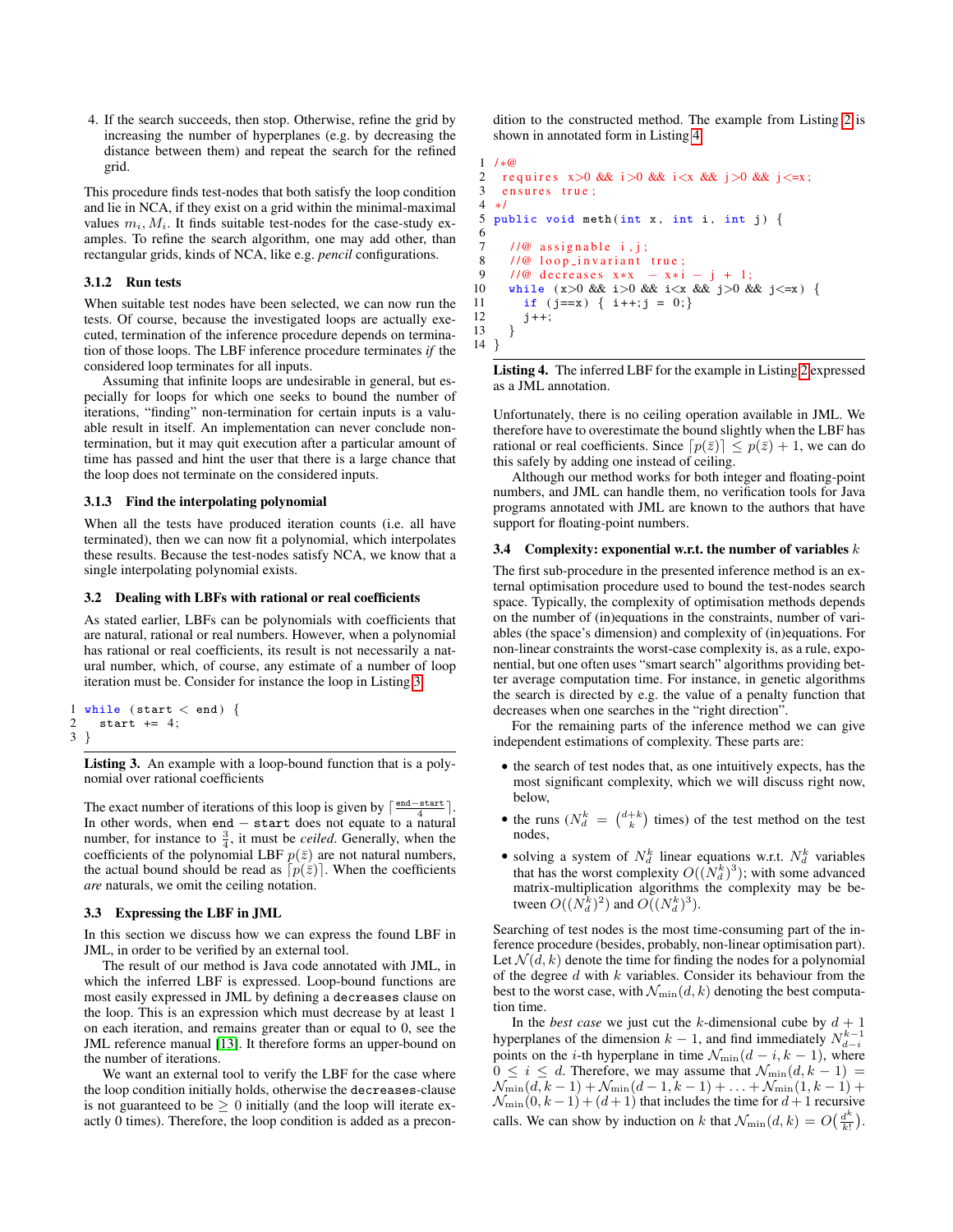4. If the search succeeds, then stop. Otherwise, refine the grid by increasing the number of hyperplanes (e.g. by decreasing the distance between them) and repeat the search for the refined grid.

This procedure finds test-nodes that both satisfy the loop condition and lie in NCA, if they exist on a grid within the minimal-maximal values $m_i, M_i$. It finds suitable test-nodes for the case-study examples. To refine the search algorithm, one may add other, than rectangular grids, kinds of NCA, like e.g. *pencil* configurations.

#### 3.1.2 Run tests

When suitable test nodes have been selected, we can now run the tests. Of course, because the investigated loops are actually executed, termination of the inference procedure depends on termination of those loops. The LBF inference procedure terminates *if* the considered loop terminates for all inputs.

Assuming that infinite loops are undesirable in general, but especially for loops for which one seeks to bound the number of iterations, "finding" non-termination for certain inputs is a valuable result in itself. An implementation can never conclude non-termination, but it may quit execution after a particular amount of time has passed and hint the user that there is a large chance that the loop does not terminate on the considered inputs.

#### 3.1.3 Find the interpolating polynomial

When all the tests have produced iteration counts (i.e. all have terminated), then we can now fit a polynomial, which interpolates these results. Because the test-nodes satisfy NCA, we know that a single interpolating polynomial exists.

### 3.2 Dealing with LBFs with rational or real coefficients

As stated earlier, LBFs can be polynomials with coefficients that are natural, rational or real numbers. However, when a polynomial has rational or real coefficients, its result is not necessarily a natural number, which, of course, any estimate of a number of loop iteration must be. Consider for instance the loop in Listing 3.

```
1 while (start < end) {
2   start += 4;
3 }
```

**Listing 3.** An example with a loop-bound function that is a polynomial over rational coefficients

The exact number of iterations of this loop is given by $\lceil \frac{\texttt{end}-\texttt{start}}{4} \rceil$. In other words, when `end` − `start` does not equate to a natural number, for instance to $\frac{3}{4}$, it must be *ceiled*. Generally, when the coefficients of the polynomial LBF $p(\bar{z})$ are not natural numbers, the actual bound should be read as $\lceil p(\bar{z}) \rceil$. When the coefficients *are* naturals, we omit the ceiling notation.

### 3.3 Expressing the LBF in JML

In this section we discuss how we can express the found LBF in JML, in order to be verified by an external tool.

The result of our method is Java code annotated with JML, in which the inferred LBF is expressed. Loop-bound functions are most easily expressed in JML by defining a `decreases` clause on the loop. This is an expression which must decrease by at least 1 on each iteration, and remains greater than or equal to 0, see the JML reference manual [13]. It therefore forms an upper-bound on the number of iterations.

We want an external tool to verify the LBF for the case where the loop condition initially holds, otherwise the `decreases`-clause is not guaranteed to be $\geq 0$ initially (and the loop will iterate exactly 0 times). Therefore, the loop condition is added as a precondition to the constructed method. The example from Listing 2 is shown in annotated form in Listing 4.

```
1  /*@
2   requires x>0 && i>0 && i<x && j>0 && j<=x;
3   ensures true;
4  */
5  public void meth(int x, int i, int j) {
6
7    //@ assignable i,j;
8    //@ loop_invariant true;
9    //@ decreases x*x - x*i - j + 1;
10   while (x>0 && i>0 && i<x && j>0 && j<=x) {
11     if (j==x) { i++;j = 0;}
12     j++;
13   }
14 }
```

**Listing 4.** The inferred LBF for the example in Listing 2 expressed as a JML annotation.

Unfortunately, there is no ceiling operation available in JML. We therefore have to overestimate the bound slightly when the LBF has rational or real coefficients. Since $\lceil p(\bar{z}) \rceil \leq p(\bar{z}) + 1$, we can do this safely by adding one instead of ceiling.

Although our method works for both integer and floating-point numbers, and JML can handle them, no verification tools for Java programs annotated with JML are known to the authors that have support for floating-point numbers.

### 3.4 Complexity: exponential w.r.t. the number of variables $k$

The first sub-procedure in the presented inference method is an external optimisation procedure used to bound the test-nodes search space. Typically, the complexity of optimisation methods depends on the number of (in)equations in the constraints, number of variables (the space's dimension) and complexity of (in)equations. For non-linear constraints the worst-case complexity is, as a rule, exponential, but one often uses "smart search" algorithms providing better average computation time. For instance, in genetic algorithms the search is directed by e.g. the value of a penalty function that decreases when one searches in the "right direction".

For the remaining parts of the inference method we can give independent estimations of complexity. These parts are:

- the search of test nodes that, as one intuitively expects, has the most significant complexity, which we will discuss right now, below,
- the runs ($N_d^k = \binom{d+k}{k}$ times) of the test method on the test nodes,
- solving a system of $N_d^k$ linear equations w.r.t. $N_d^k$ variables that has the worst complexity $O((N_d^k)^3)$; with some advanced matrix-multiplication algorithms the complexity may be between $O((N_d^k)^2)$ and $O((N_d^k)^3)$.

Searching of test nodes is the most time-consuming part of the inference procedure (besides, probably, non-linear optimisation part). Let $\mathcal{N}(d,k)$ denote the time for finding the nodes for a polynomial of the degree $d$ with $k$ variables. Consider its behaviour from the best to the worst case, with $\mathcal{N}_{\min}(d,k)$ denoting the best computation time.

In the *best case* we just cut the $k$-dimensional cube by $d+1$ hyperplanes of the dimension $k-1$, and find immediately $N_{d-i}^{k-1}$ points on the $i$-th hyperplane in time $\mathcal{N}_{\min}(d-i, k-1)$, where $0 \leq i \leq d$. Therefore, we may assume that $\mathcal{N}_{\min}(d, k-1) = \mathcal{N}_{\min}(d, k-1) + \mathcal{N}_{\min}(d-1, k-1) + \ldots + \mathcal{N}_{\min}(1, k-1) + \mathcal{N}_{\min}(0, k-1) + (d+1)$ that includes the time for $d+1$ recursive calls. We can show by induction on $k$ that $\mathcal{N}_{\min}(d,k) = O\big(\frac{d^k}{k!}\big)$.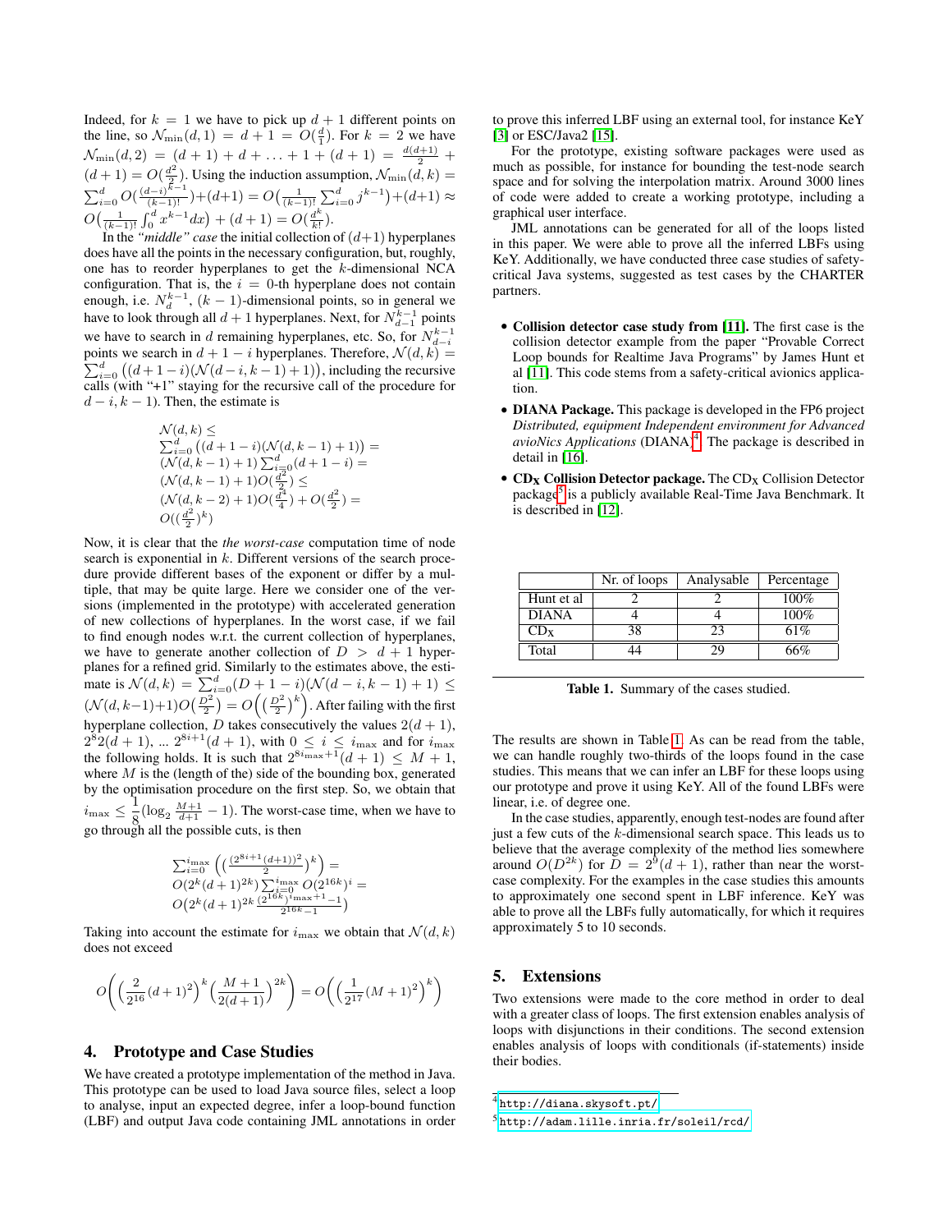Indeed, for $k = 1$ we have to pick up $d + 1$ different points on the line, so $\mathcal{N}_{\min}(d, 1) = d + 1 = O(\frac{d}{1})$. For $k = 2$ we have $\mathcal{N}_{\min}(d, 2) = (d + 1) + d + \ldots + 1 + (d + 1) = \frac{d(d+1)}{2} + (d + 1) = O(\frac{d^2}{2})$. Using the induction assumption, $\mathcal{N}_{\min}(d, k) = \sum_{i=0}^{d} O(\frac{(d-i)^{k-1}}{(k-1)!}) + (d+1) = O\big(\frac{1}{(k-1)!}\sum_{i=0}^{d} j^{k-1}\big) + (d+1) \approx O\big(\frac{1}{(k-1)!}\int_0^d x^{k-1}dx\big) + (d + 1) = O(\frac{d^k}{k!})$.

In the *"middle" case* the initial collection of $(d+1)$ hyperplanes does have all the points in the necessary configuration, but, roughly, one has to reorder hyperplanes to get the $k$-dimensional NCA configuration. That is, the $i = 0$-th hyperplane does not contain enough, i.e. $N_d^{k-1}$, $(k-1)$-dimensional points, so in general we have to look through all $d + 1$ hyperplanes. Next, for $N_{d-1}^{k-1}$ points we have to search in $d$ remaining hyperplanes, etc. So, for $N_{d-i}^{k-1}$ points we search in $d + 1 - i$ hyperplanes. Therefore, $\mathcal{N}(d, k) = \sum_{i=0}^{d}\big((d + 1 - i)(\mathcal{N}(d, k - 1) + 1)\big)$, including the recursive calls (with "+1" staying for the recursive call of the procedure for $d - i, k - 1$). Then, the estimate is

$$
\begin{aligned}
&\mathcal{N}(d, k) \leq \\
&\textstyle\sum_{i=0}^{d}\big((d + 1 - i)(\mathcal{N}(d, k - 1) + 1)\big) = \\
&(\mathcal{N}(d, k - 1) + 1)\textstyle\sum_{i=0}^{d}(d + 1 - i) = \\
&(\mathcal{N}(d, k - 1) + 1)O(\frac{d^2}{2}) \leq \\
&(\mathcal{N}(d, k - 2) + 1)O(\frac{d^4}{4}) + O(\frac{d^2}{2}) = \\
&O((\frac{d^2}{2})^k)
\end{aligned}
$$

Now, it is clear that the *the worst-case* computation time of node search is exponential in $k$. Different versions of the search procedure provide different bases of the exponent or differ by a multiple, that may be quite large. Here we consider one of the versions (implemented in the prototype) with accelerated generation of new collections of hyperplanes. In the worst case, if we fail to find enough nodes w.r.t. the current collection of hyperplanes, we have to generate another collection of $D > d + 1$ hyperplanes for a refined grid. Similarly to the estimates above, the estimate is $\mathcal{N}(d, k) = \sum_{i=0}^{d}(D + 1 - i)(\mathcal{N}(d - i, k - 1) + 1) \leq (\mathcal{N}(d, k-1)+1)O\big(\frac{D^2}{2}\big) = O\Big(\big(\frac{D^2}{2}\big)^k\Big)$. After failing with the first hyperplane collection, $D$ takes consecutively the values $2(d + 1)$, $2^8 2(d + 1)$, ... $2^{8i+1}(d + 1)$, with $0 \leq i \leq i_{\max}$ and for $i_{\max}$ the following holds. It is such that $2^{8i_{\max}+1}(d + 1) \leq M + 1$, where $M$ is the (length of the) side of the bounding box, generated by the optimisation procedure on the first step. So, we obtain that $i_{\max} \leq \dfrac{1}{8}(\log_2 \frac{M+1}{d+1} - 1)$. The worst-case time, when we have to go through all the possible cuts, is then

$$
\begin{aligned}
&\textstyle\sum_{i=0}^{i_{\max}}\Big(\big(\frac{(2^{8i+1}(d+1))^2}{2}\big)^k\Big) = \\
&O\big(2^k(d + 1)^{2k}\big)\textstyle\sum_{i=0}^{i_{\max}} O(2^{16k})^i = \\
&O\big(2^k(d + 1)^{2k}\frac{(2^{16k})^{i_{\max}+1}-1}{2^{16k}-1}\big)
\end{aligned}
$$

Taking into account the estimate for $i_{\max}$ we obtain that $\mathcal{N}(d, k)$ does not exceed

$$
O\bigg(\Big(\frac{2}{2^{16}}(d + 1)^2\Big)^k\Big(\frac{M + 1}{2(d + 1)}\Big)^{2k}\bigg) = O\bigg(\Big(\frac{1}{2^{17}}(M + 1)^2\Big)^k\bigg)
$$

## 4. Prototype and Case Studies

We have created a prototype implementation of the method in Java. This prototype can be used to load Java source files, select a loop to analyse, input an expected degree, infer a loop-bound function (LBF) and output Java code containing JML annotations in order to prove this inferred LBF using an external tool, for instance KeY [3] or ESC/Java2 [15].

For the prototype, existing software packages were used as much as possible, for instance for bounding the test-node search space and for solving the interpolation matrix. Around 3000 lines of code were added to create a working prototype, including a graphical user interface.

JML annotations can be generated for all of the loops listed in this paper. We were able to prove all the inferred LBFs using KeY. Additionally, we have conducted three case studies of safety-critical Java systems, suggested as test cases by the CHARTER partners.

- **Collision detector case study from [11].** The first case is the collision detector example from the paper "Provable Correct Loop bounds for Realtime Java Programs" by James Hunt et al [11]. This code stems from a safety-critical avionics application.
- **DIANA Package.** This package is developed in the FP6 project *Distributed, equipment Independent environment for Advanced avioNics Applications* (DIANA)[4]. The package is described in detail in [16].
- **$\mathbf{CD_X}$ Collision Detector package.** The $CD_X$ Collision Detector package[5] is a publicly available Real-Time Java Benchmark. It is described in [12].

| | Nr. of loops | Analysable | Percentage |
|---|---|---|---|
| Hunt et al | 2 | 2 | 100% |
| DIANA | 4 | 4 | 100% |
| $CD_X$ | 38 | 23 | 61% |
| Total | 44 | 29 | 66% |

**Table 1.** Summary of the cases studied.

The results are shown in Table 1. As can be read from the table, we can handle roughly two-thirds of the loops found in the case studies. This means that we can infer an LBF for these loops using our prototype and prove it using KeY. All of the found LBFs were linear, i.e. of degree one.

In the case studies, apparently, enough test-nodes are found after just a few cuts of the $k$-dimensional search space. This leads us to believe that the average complexity of the method lies somewhere around $O(D^{2k})$ for $D = 2^9(d + 1)$, rather than near the worst-case complexity. For the examples in the case studies this amounts to approximately one second spent in LBF inference. KeY was able to prove all the LBFs fully automatically, for which it requires approximately 5 to 10 seconds.

## 5. Extensions

Two extensions were made to the core method in order to deal with a greater class of loops. The first extension enables analysis of loops with disjunctions in their conditions. The second extension enables analysis of loops with conditionals (if-statements) inside their bodies.

[4] http://diana.skysoft.pt/

[5] http://adam.lille.inria.fr/soleil/rcd/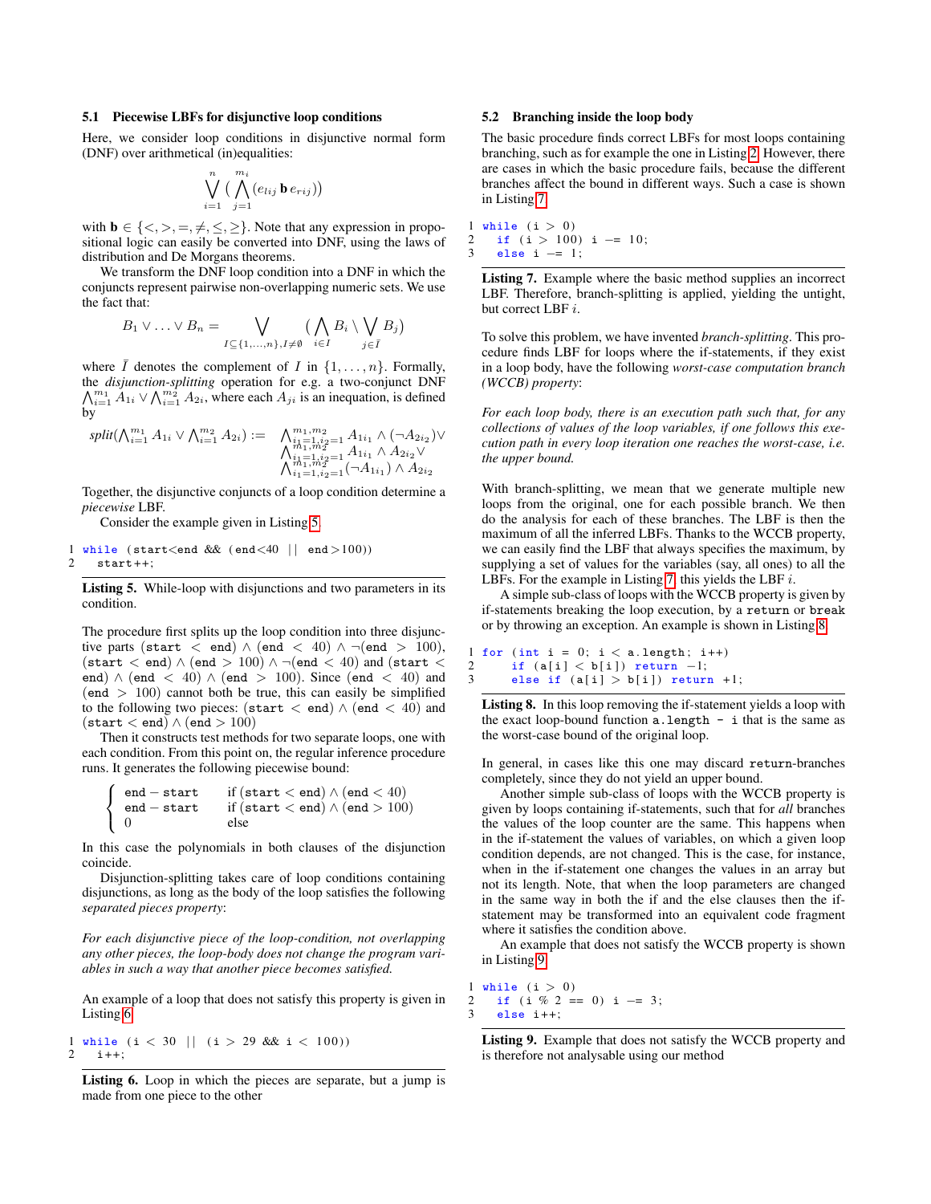### 5.1 Piecewise LBFs for disjunctive loop conditions

Here, we consider loop conditions in disjunctive normal form (DNF) over arithmetical (in)equalities:

$$\bigvee_{i=1}^{n} ( \bigwedge_{j=1}^{m_i} (e_{lij} \, \mathbf{b} \, e_{rij}))$$

with $\mathbf{b} \in \{<, >, =, \neq, \leq, \geq\}$. Note that any expression in propositional logic can easily be converted into DNF, using the laws of distribution and De Morgans theorems.

We transform the DNF loop condition into a DNF in which the conjuncts represent pairwise non-overlapping numeric sets. We use the fact that:

$$B_1 \vee \ldots \vee B_n = \bigvee_{I \subseteq \{1,\ldots,n\}, I \neq \emptyset} ( \bigwedge_{i \in I} B_i \setminus \bigvee_{j \in \bar{I}} B_j)$$

where $\bar{I}$ denotes the complement of $I$ in $\{1, \ldots, n\}$. Formally, the *disjunction-splitting* operation for e.g. a two-conjunct DNF $\bigwedge_{i=1}^{m_1} A_{1i} \vee \bigwedge_{i=1}^{m_2} A_{2i}$, where each $A_{ji}$ is an inequation, is defined by

$$split(\bigwedge_{i=1}^{m_1} A_{1i} \vee \bigwedge_{i=1}^{m_2} A_{2i}) := \begin{array}{l} \bigwedge_{i_1=1,i_2=1}^{m_1,m_2} A_{1i_1} \wedge (\neg A_{2i_2}) \vee \\ \bigwedge_{i_1=1,i_2=1}^{m_1,m_2} A_{1i_1} \wedge A_{2i_2} \vee \\ \bigwedge_{i_1=1,i_2=1}^{m_1,m_2} (\neg A_{1i_1}) \wedge A_{2i_2} \end{array}$$

Together, the disjunctive conjuncts of a loop condition determine a *piecewise* LBF.

Consider the example given in Listing 5.

```
1 while (start<end && (end<40 || end>100))
2   start++;
```

**Listing 5.** While-loop with disjunctions and two parameters in its condition.

The procedure first splits up the loop condition into three disjunctive parts $(\texttt{start} < \texttt{end}) \wedge (\texttt{end} < 40) \wedge \neg(\texttt{end} > 100)$, $(\texttt{start} < \texttt{end}) \wedge (\texttt{end} > 100) \wedge \neg(\texttt{end} < 40)$ and $(\texttt{start} < \texttt{end}) \wedge (\texttt{end} < 40) \wedge (\texttt{end} > 100)$. Since $(\texttt{end} < 40)$ and $(\texttt{end} > 100)$ cannot both be true, this can easily be simplified to the following two pieces: $(\texttt{start} < \texttt{end}) \wedge (\texttt{end} < 40)$ and $(\texttt{start} < \texttt{end}) \wedge (\texttt{end} > 100)$

Then it constructs test methods for two separate loops, one with each condition. From this point on, the regular inference procedure runs. It generates the following piecewise bound:

$$\begin{cases} \texttt{end} - \texttt{start} & \text{if } (\texttt{start} < \texttt{end}) \wedge (\texttt{end} < 40) \\ \texttt{end} - \texttt{start} & \text{if } (\texttt{start} < \texttt{end}) \wedge (\texttt{end} > 100) \\ 0 & \text{else} \end{cases}$$

In this case the polynomials in both clauses of the disjunction coincide.

Disjunction-splitting takes care of loop conditions containing disjunctions, as long as the body of the loop satisfies the following *separated pieces property*:

*For each disjunctive piece of the loop-condition, not overlapping any other pieces, the loop-body does not change the program variables in such a way that another piece becomes satisfied.*

An example of a loop that does not satisfy this property is given in Listing 6.

```
1 while (i < 30 || (i > 29 && i < 100))
2   i++;
```

**Listing 6.** Loop in which the pieces are separate, but a jump is made from one piece to the other

### 5.2 Branching inside the loop body

The basic procedure finds correct LBFs for most loops containing branching, such as for example the one in Listing 2. However, there are cases in which the basic procedure fails, because the different branches affect the bound in different ways. Such a case is shown in Listing 7.

```
1 while (i > 0)
2   if (i > 100) i -= 10;
3   else i -= 1;
```

**Listing 7.** Example where the basic method supplies an incorrect LBF. Therefore, branch-splitting is applied, yielding the untight, but correct LBF $i$.

To solve this problem, we have invented *branch-splitting*. This procedure finds LBF for loops where the if-statements, if they exist in a loop body, have the following *worst-case computation branch (WCCB) property*:

*For each loop body, there is an execution path such that, for any collections of values of the loop variables, if one follows this execution path in every loop iteration one reaches the worst-case, i.e. the upper bound.*

With branch-splitting, we mean that we generate multiple new loops from the original, one for each possible branch. We then do the analysis for each of these branches. The LBF is then the maximum of all the inferred LBFs. Thanks to the WCCB property, we can easily find the LBF that always specifies the maximum, by supplying a set of values for the variables (say, all ones) to all the LBFs. For the example in Listing 7, this yields the LBF $i$.

A simple sub-class of loops with the WCCB property is given by if-statements breaking the loop execution, by a `return` or `break` or by throwing an exception. An example is shown in Listing 8.

```
1 for (int i = 0; i < a.length; i++)
2     if (a[i] < b[i]) return -1;
3     else if (a[i] > b[i]) return +1;
```

**Listing 8.** In this loop removing the if-statement yields a loop with the exact loop-bound function `a.length - i` that is the same as the worst-case bound of the original loop.

In general, in cases like this one may discard `return`-branches completely, since they do not yield an upper bound.

Another simple sub-class of loops with the WCCB property is given by loops containing if-statements, such that for *all* branches the values of the loop counter are the same. This happens when in the if-statement the values of variables, on which a given loop condition depends, are not changed. This is the case, for instance, when in the if-statement one changes the values in an array but not its length. Note, that when the loop parameters are changed in the same way in both the if and the else clauses then the if-statement may be transformed into an equivalent code fragment where it satisfies the condition above.

An example that does not satisfy the WCCB property is shown in Listing 9.

```
1 while (i > 0)
2   if (i % 2 == 0) i -= 3;
3   else i++;
```

**Listing 9.** Example that does not satisfy the WCCB property and is therefore not analysable using our method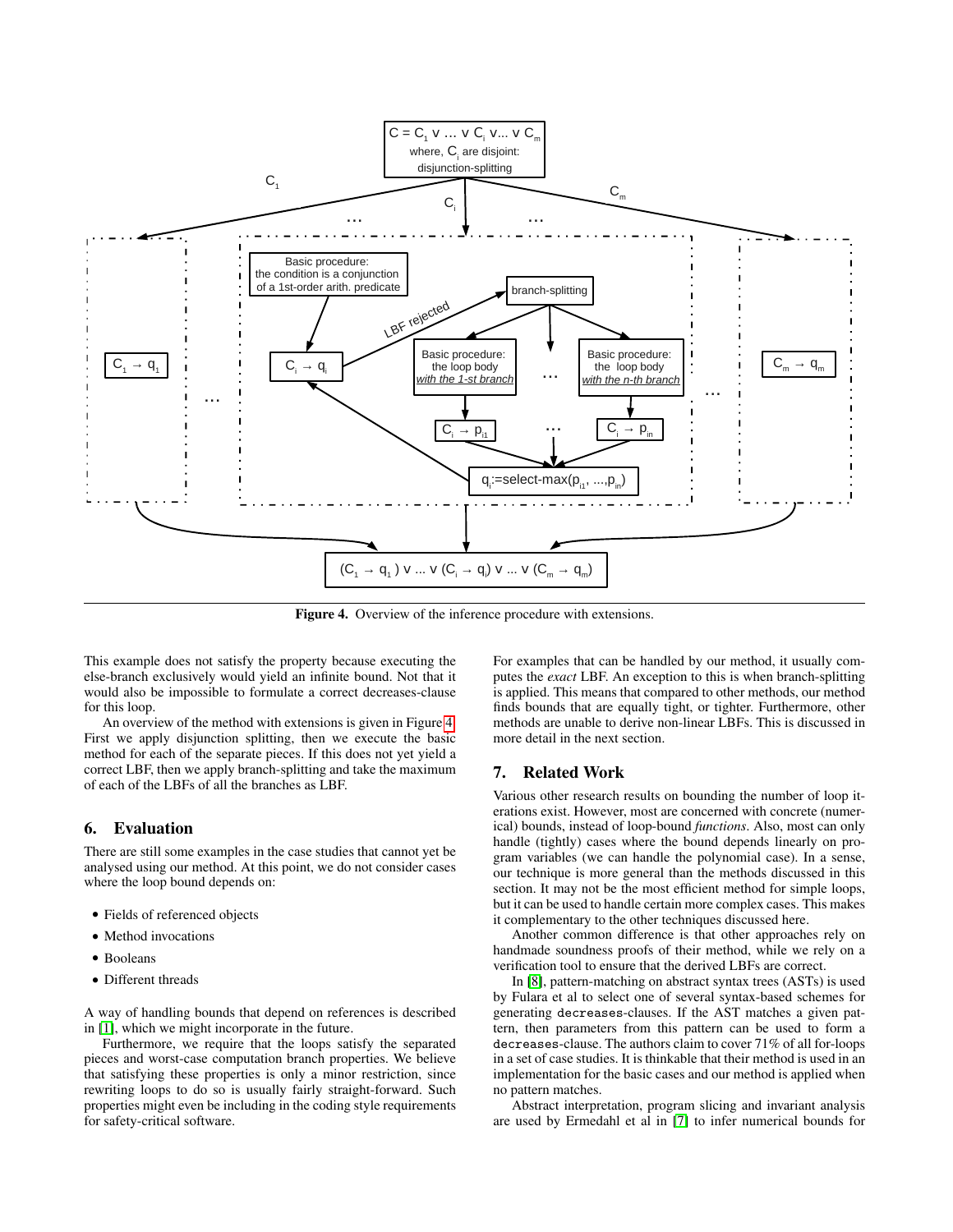Figure 4. Overview of the inference procedure with extensions.

This example does not satisfy the property because executing the else-branch exclusively would yield an infinite bound. Not that it would also be impossible to formulate a correct decreases-clause for this loop.

An overview of the method with extensions is given in Figure 4. First we apply disjunction splitting, then we execute the basic method for each of the separate pieces. If this does not yet yield a correct LBF, then we apply branch-splitting and take the maximum of each of the LBFs of all the branches as LBF.

## 6. Evaluation

There are still some examples in the case studies that cannot yet be analysed using our method. At this point, we do not consider cases where the loop bound depends on:

- Fields of referenced objects
- Method invocations
- Booleans
- Different threads

A way of handling bounds that depend on references is described in [1], which we might incorporate in the future.

Furthermore, we require that the loops satisfy the separated pieces and worst-case computation branch properties. We believe that satisfying these properties is only a minor restriction, since rewriting loops to do so is usually fairly straight-forward. Such properties might even be including in the coding style requirements for safety-critical software.

For examples that can be handled by our method, it usually computes the *exact* LBF. An exception to this is when branch-splitting is applied. This means that compared to other methods, our method finds bounds that are equally tight, or tighter. Furthermore, other methods are unable to derive non-linear LBFs. This is discussed in more detail in the next section.

## 7. Related Work

Various other research results on bounding the number of loop iterations exist. However, most are concerned with concrete (numerical) bounds, instead of loop-bound *functions*. Also, most can only handle (tightly) cases where the bound depends linearly on program variables (we can handle the polynomial case). In a sense, our technique is more general than the methods discussed in this section. It may not be the most efficient method for simple loops, but it can be used to handle certain more complex cases. This makes it complementary to the other techniques discussed here.

Another common difference is that other approaches rely on handmade soundness proofs of their method, while we rely on a verification tool to ensure that the derived LBFs are correct.

In [8], pattern-matching on abstract syntax trees (ASTs) is used by Fulara et al to select one of several syntax-based schemes for generating `decreases`-clauses. If the AST matches a given pattern, then parameters from this pattern can be used to form a `decreases`-clause. The authors claim to cover 71% of all for-loops in a set of case studies. It is thinkable that their method is used in an implementation for the basic cases and our method is applied when no pattern matches.

Abstract interpretation, program slicing and invariant analysis are used by Ermedahl et al in [7] to infer numerical bounds for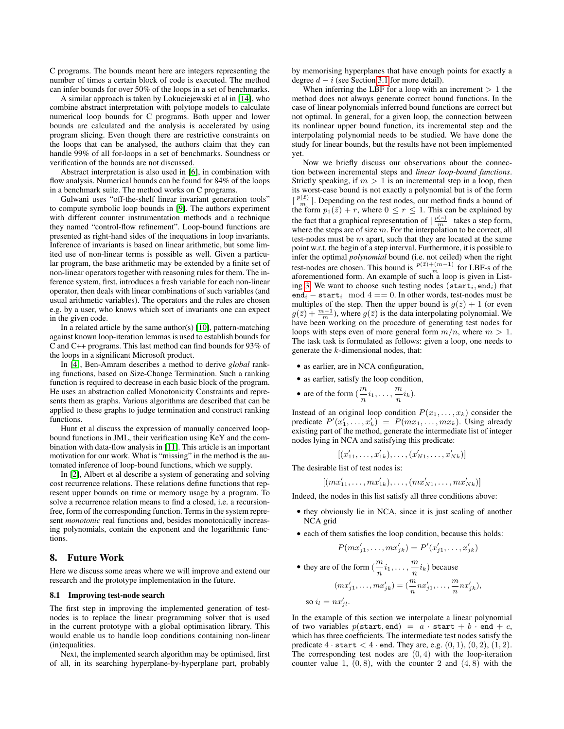C programs. The bounds meant here are integers representing the number of times a certain block of code is executed. The method can infer bounds for over 50% of the loops in a set of benchmarks.

A similar approach is taken by Lokuciejewski et al in [14], who combine abstract interpretation with polytope models to calculate numerical loop bounds for C programs. Both upper and lower bounds are calculated and the analysis is accelerated by using program slicing. Even though there are restrictive constraints on the loops that can be analysed, the authors claim that they can handle 99% of all for-loops in a set of benchmarks. Soundness or verification of the bounds are not discussed.

Abstract interpretation is also used in [6], in combination with flow analysis. Numerical bounds can be found for 84% of the loops in a benchmark suite. The method works on C programs.

Gulwani uses "off-the-shelf linear invariant generation tools" to compute symbolic loop bounds in [9]. The authors experiment with different counter instrumentation methods and a technique they named "control-flow refinement". Loop-bound functions are presented as right-hand sides of the inequations in loop invariants. Inference of invariants is based on linear arithmetic, but some limited use of non-linear terms is possible as well. Given a particular program, the base arithmetic may be extended by a finite set of non-linear operators together with reasoning rules for them. The inference system, first, introduces a fresh variable for each non-linear operator, then deals with linear combinations of such variables (and usual arithmetic variables). The operators and the rules are chosen e.g. by a user, who knows which sort of invariants one can expect in the given code.

In a related article by the same author(s) [10], pattern-matching against known loop-iteration lemmas is used to establish bounds for C and C++ programs. This last method can find bounds for 93% of the loops in a significant Microsoft product.

In [4], Ben-Amram describes a method to derive *global* ranking functions, based on Size-Change Termination. Such a ranking function is required to decrease in each basic block of the program. He uses an abstraction called Monotonicity Constraints and represents them as graphs. Various algorithms are described that can be applied to these graphs to judge termination and construct ranking functions.

Hunt et al discuss the expression of manually conceived loop-bound functions in JML, their verification using KeY and the combination with data-flow analysis in [11]. This article is an important motivation for our work. What is "missing" in the method is the automated inference of loop-bound functions, which we supply.

In [2], Albert et al describe a system of generating and solving cost recurrence relations. These relations define functions that represent upper bounds on time or memory usage by a program. To solve a recurrence relation means to find a closed, i.e. a recursion-free, form of the corresponding function. Terms in the system represent *monotonic* real functions and, besides monotonically increasing polynomials, contain the exponent and the logarithmic functions.

## 8. Future Work

Here we discuss some areas where we will improve and extend our research and the prototype implementation in the future.

### 8.1 Improving test-node search

The first step in improving the implemented generation of test-nodes is to replace the linear programming solver that is used in the current prototype with a global optimisation library. This would enable us to handle loop conditions containing non-linear (in)equalities.

Next, the implemented search algorithm may be optimised, first of all, in its searching hyperplane-by-hyperplane part, probably by memorising hyperplanes that have enough points for exactly a degree $d - i$ (see Section 3.1 for more detail).

When inferring the LBF for a loop with an increment $> 1$ the method does not always generate correct bound functions. In the case of linear polynomials inferred bound functions are correct but not optimal. In general, for a given loop, the connection between its nonlinear upper bound function, its incremental step and the interpolating polynomial needs to be studied. We have done the study for linear bounds, but the results have not been implemented yet.

Now we briefly discuss our observations about the connection between incremental steps and *linear loop-bound functions*. Strictly speaking, if $m > 1$ is an incremental step in a loop, then its worst-case bound is not exactly a polynomial but is of the form $\lceil \frac{p(\bar{z})}{m} \rceil$. Depending on the test nodes, our method finds a bound of the form $p_1(\bar{z}) + r$, where $0 \leq r \leq 1$. This can be explained by the fact that a graphical representation of $\lceil \frac{p(\bar{z})}{m} \rceil$ takes a step form, where the steps are of size $m$. For the interpolation to be correct, all test-nodes must be $m$ apart, such that they are located at the same point w.r.t. the begin of a step interval. Furthermore, it is possible to infer the optimal *polynomial* bound (i.e. not ceiled) when the right test-nodes are chosen. This bound is $\frac{p(\bar{z})+(m-1)}{m}$ for LBF-s of the aforementioned form. An example of such a loop is given in Listing 3. We want to choose such testing nodes ($\texttt{start}_i, \texttt{end}_i$) that $\texttt{end}_i - \texttt{start}_i \mod 4 == 0$. In other words, test-nodes must be multiples of the step. Then the upper bound is $g(\bar{z}) + 1$ (or even $g(\bar{z}) + \frac{m-1}{m}$), where $g(\bar{z})$ is the data interpolating polynomial. We have been working on the procedure of generating test nodes for loops with steps even of more general form $m/n$, where $m > 1$. The task task is formulated as follows: given a loop, one needs to generate the $k$-dimensional nodes, that:

- as earlier, are in NCA configuration,
- as earlier, satisfy the loop condition,
- are of the form $(\frac{m}{n}i_1, \ldots, \frac{m}{n}i_k)$.

Instead of an original loop condition $P(x_1, \ldots, x_k)$ consider the predicate $P'(x'_1, \ldots, x'_k) = P(mx_1, \ldots, mx_k)$. Using already existing part of the method, generate the intermediate list of integer nodes lying in NCA and satisfying this predicate:

$$[(x'_{11}, \ldots, x'_{1k}), \ldots, (x'_{N1}, \ldots, x'_{Nk})]$$

The desirable list of test nodes is:

$$[(mx'_{11}, \ldots, mx'_{1k}), \ldots, (mx'_{N1}, \ldots, mx'_{Nk})]$$

Indeed, the nodes in this list satisfy all three conditions above:

- they obviously lie in NCA, since it is just scaling of another NCA grid
- each of them satisfies the loop condition, because this holds:

  $$P(mx'_{j1}, \ldots, mx'_{jk}) = P'(x'_{j1}, \ldots, x'_{jk})$$

- they are of the form $(\frac{m}{n}i_1, \ldots, \frac{m}{n}i_k)$ because

  $$(mx'_{j1}, \ldots, mx'_{jk}) = (\frac{m}{n}nx'_{j1}, \ldots, \frac{m}{n}nx'_{jk}),$$

  so $i_l = nx'_{jl}$.

In the example of this section we interpolate a linear polynomial of two variables $p(\texttt{start}, \texttt{end}) = a \cdot \texttt{start} + b \cdot \texttt{end} + c$, which has three coefficients. The intermediate test nodes satisfy the predicate $4 \cdot \texttt{start} < 4 \cdot \texttt{end}$. They are, e.g. $(0, 1)$, $(0, 2)$, $(1, 2)$. The corresponding test nodes are $(0, 4)$ with the loop-iteration counter value 1, $(0, 8)$, with the counter 2 and $(4, 8)$ with the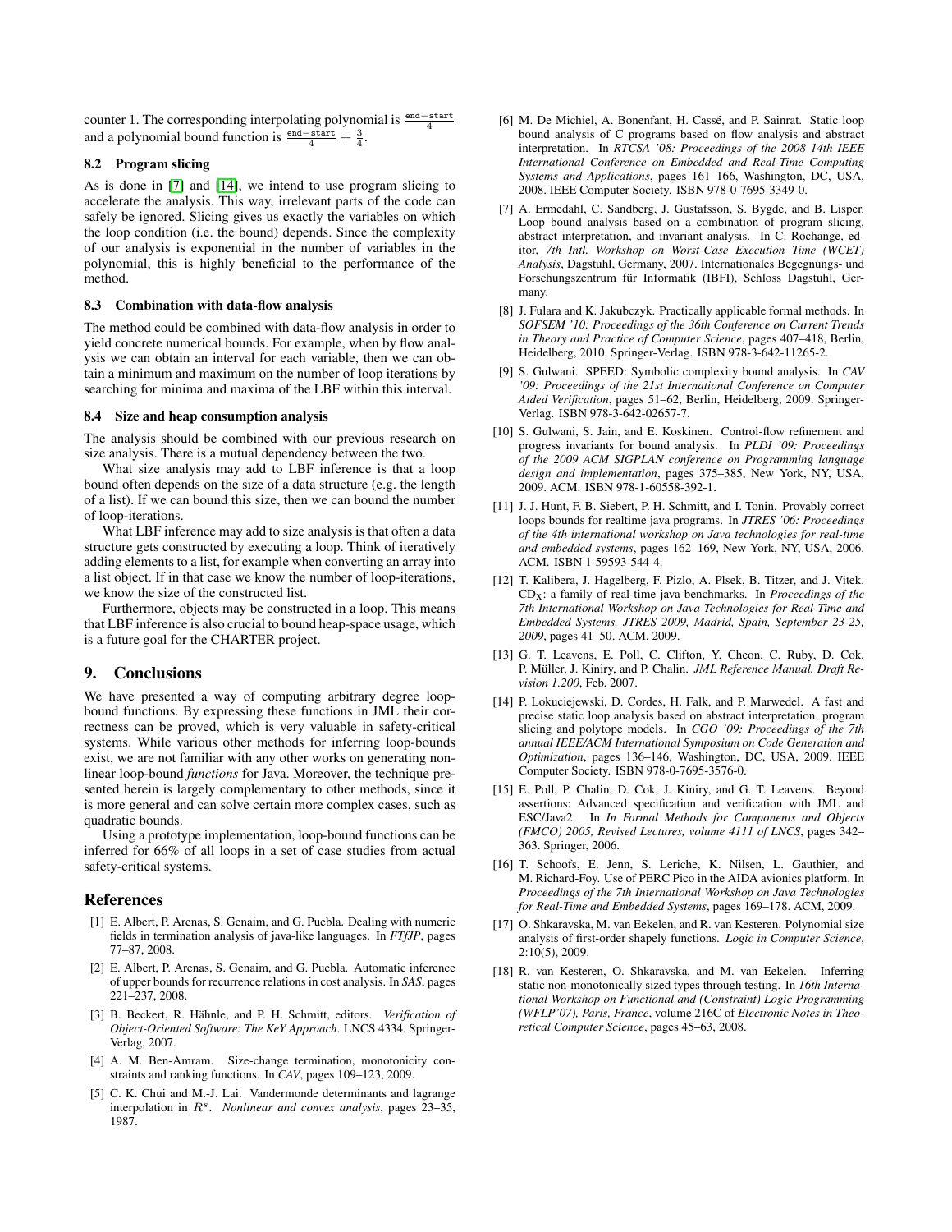counter 1. The corresponding interpolating polynomial is $\frac{\texttt{end}-\texttt{start}}{4}$ and a polynomial bound function is $\frac{\texttt{end}-\texttt{start}}{4} + \frac{3}{4}$.

### 8.2 Program slicing

As is done in [7] and [14], we intend to use program slicing to accelerate the analysis. This way, irrelevant parts of the code can safely be ignored. Slicing gives us exactly the variables on which the loop condition (i.e. the bound) depends. Since the complexity of our analysis is exponential in the number of variables in the polynomial, this is highly beneficial to the performance of the method.

### 8.3 Combination with data-flow analysis

The method could be combined with data-flow analysis in order to yield concrete numerical bounds. For example, when by flow analysis we can obtain an interval for each variable, then we can obtain a minimum and maximum on the number of loop iterations by searching for minima and maxima of the LBF within this interval.

### 8.4 Size and heap consumption analysis

The analysis should be combined with our previous research on size analysis. There is a mutual dependency between the two.

What size analysis may add to LBF inference is that a loop bound often depends on the size of a data structure (e.g. the length of a list). If we can bound this size, then we can bound the number of loop-iterations.

What LBF inference may add to size analysis is that often a data structure gets constructed by executing a loop. Think of iteratively adding elements to a list, for example when converting an array into a list object. If in that case we know the number of loop-iterations, we know the size of the constructed list.

Furthermore, objects may be constructed in a loop. This means that LBF inference is also crucial to bound heap-space usage, which is a future goal for the CHARTER project.

## 9. Conclusions

We have presented a way of computing arbitrary degree loop-bound functions. By expressing these functions in JML their correctness can be proved, which is very valuable in safety-critical systems. While various other methods for inferring loop-bounds exist, we are not familiar with any other works on generating non-linear loop-bound *functions* for Java. Moreover, the technique presented herein is largely complementary to other methods, since it is more general and can solve certain more complex cases, such as quadratic bounds.

Using a prototype implementation, loop-bound functions can be inferred for 66% of all loops in a set of case studies from actual safety-critical systems.

## References

[1] E. Albert, P. Arenas, S. Genaim, and G. Puebla. Dealing with numeric fields in termination analysis of java-like languages. In *FTfJP*, pages 77–87, 2008.

[2] E. Albert, P. Arenas, S. Genaim, and G. Puebla. Automatic inference of upper bounds for recurrence relations in cost analysis. In *SAS*, pages 221–237, 2008.

[3] B. Beckert, R. Hähnle, and P. H. Schmitt, editors. *Verification of Object-Oriented Software: The KeY Approach*. LNCS 4334. Springer-Verlag, 2007.

[4] A. M. Ben-Amram. Size-change termination, monotonicity constraints and ranking functions. In *CAV*, pages 109–123, 2009.

[5] C. K. Chui and M.-J. Lai. Vandermonde determinants and lagrange interpolation in $R^s$. *Nonlinear and convex analysis*, pages 23–35, 1987.

[6] M. De Michiel, A. Bonenfant, H. Cassé, and P. Sainrat. Static loop bound analysis of C programs based on flow analysis and abstract interpretation. In *RTCSA '08: Proceedings of the 2008 14th IEEE International Conference on Embedded and Real-Time Computing Systems and Applications*, pages 161–166, Washington, DC, USA, 2008. IEEE Computer Society. ISBN 978-0-7695-3349-0.

[7] A. Ermedahl, C. Sandberg, J. Gustafsson, S. Bygde, and B. Lisper. Loop bound analysis based on a combination of program slicing, abstract interpretation, and invariant analysis. In C. Rochange, editor, *7th Intl. Workshop on Worst-Case Execution Time (WCET) Analysis*, Dagstuhl, Germany, 2007. Internationales Begegnungs- und Forschungszentrum für Informatik (IBFI), Schloss Dagstuhl, Germany.

[8] J. Fulara and K. Jakubczyk. Practically applicable formal methods. In *SOFSEM '10: Proceedings of the 36th Conference on Current Trends in Theory and Practice of Computer Science*, pages 407–418, Berlin, Heidelberg, 2010. Springer-Verlag. ISBN 978-3-642-11265-2.

[9] S. Gulwani. SPEED: Symbolic complexity bound analysis. In *CAV '09: Proceedings of the 21st International Conference on Computer Aided Verification*, pages 51–62, Berlin, Heidelberg, 2009. Springer-Verlag. ISBN 978-3-642-02657-7.

[10] S. Gulwani, S. Jain, and E. Koskinen. Control-flow refinement and progress invariants for bound analysis. In *PLDI '09: Proceedings of the 2009 ACM SIGPLAN conference on Programming language design and implementation*, pages 375–385, New York, NY, USA, 2009. ACM. ISBN 978-1-60558-392-1.

[11] J. J. Hunt, F. B. Siebert, P. H. Schmitt, and I. Tonin. Provably correct loops bounds for realtime java programs. In *JTRES '06: Proceedings of the 4th international workshop on Java technologies for real-time and embedded systems*, pages 162–169, New York, NY, USA, 2006. ACM. ISBN 1-59593-544-4.

[12] T. Kalibera, J. Hagelberg, F. Pizlo, A. Plsek, B. Titzer, and J. Vitek. $\text{CD}_\text{X}$: a family of real-time java benchmarks. In *Proceedings of the 7th International Workshop on Java Technologies for Real-Time and Embedded Systems, JTRES 2009, Madrid, Spain, September 23-25, 2009*, pages 41–50. ACM, 2009.

[13] G. T. Leavens, E. Poll, C. Clifton, Y. Cheon, C. Ruby, D. Cok, P. Müller, J. Kiniry, and P. Chalin. *JML Reference Manual. Draft Revision 1.200*, Feb. 2007.

[14] P. Lokuciejewski, D. Cordes, H. Falk, and P. Marwedel. A fast and precise static loop analysis based on abstract interpretation, program slicing and polytope models. In *CGO '09: Proceedings of the 7th annual IEEE/ACM International Symposium on Code Generation and Optimization*, pages 136–146, Washington, DC, USA, 2009. IEEE Computer Society. ISBN 978-0-7695-3576-0.

[15] E. Poll, P. Chalin, D. Cok, J. Kiniry, and G. T. Leavens. Beyond assertions: Advanced specification and verification with JML and ESC/Java2. In *In Formal Methods for Components and Objects (FMCO) 2005, Revised Lectures, volume 4111 of LNCS*, pages 342–363. Springer, 2006.

[16] T. Schoofs, E. Jenn, S. Leriche, K. Nilsen, L. Gauthier, and M. Richard-Foy. Use of PERC Pico in the AIDA avionics platform. In *Proceedings of the 7th International Workshop on Java Technologies for Real-Time and Embedded Systems*, pages 169–178. ACM, 2009.

[17] O. Shkaravska, M. van Eekelen, and R. van Kesteren. Polynomial size analysis of first-order shapely functions. *Logic in Computer Science*, 2:10(5), 2009.

[18] R. van Kesteren, O. Shkaravska, and M. van Eekelen. Inferring static non-monotonically sized types through testing. In *16th International Workshop on Functional and (Constraint) Logic Programming (WFLP'07), Paris, France*, volume 216C of *Electronic Notes in Theoretical Computer Science*, pages 45–63, 2008.